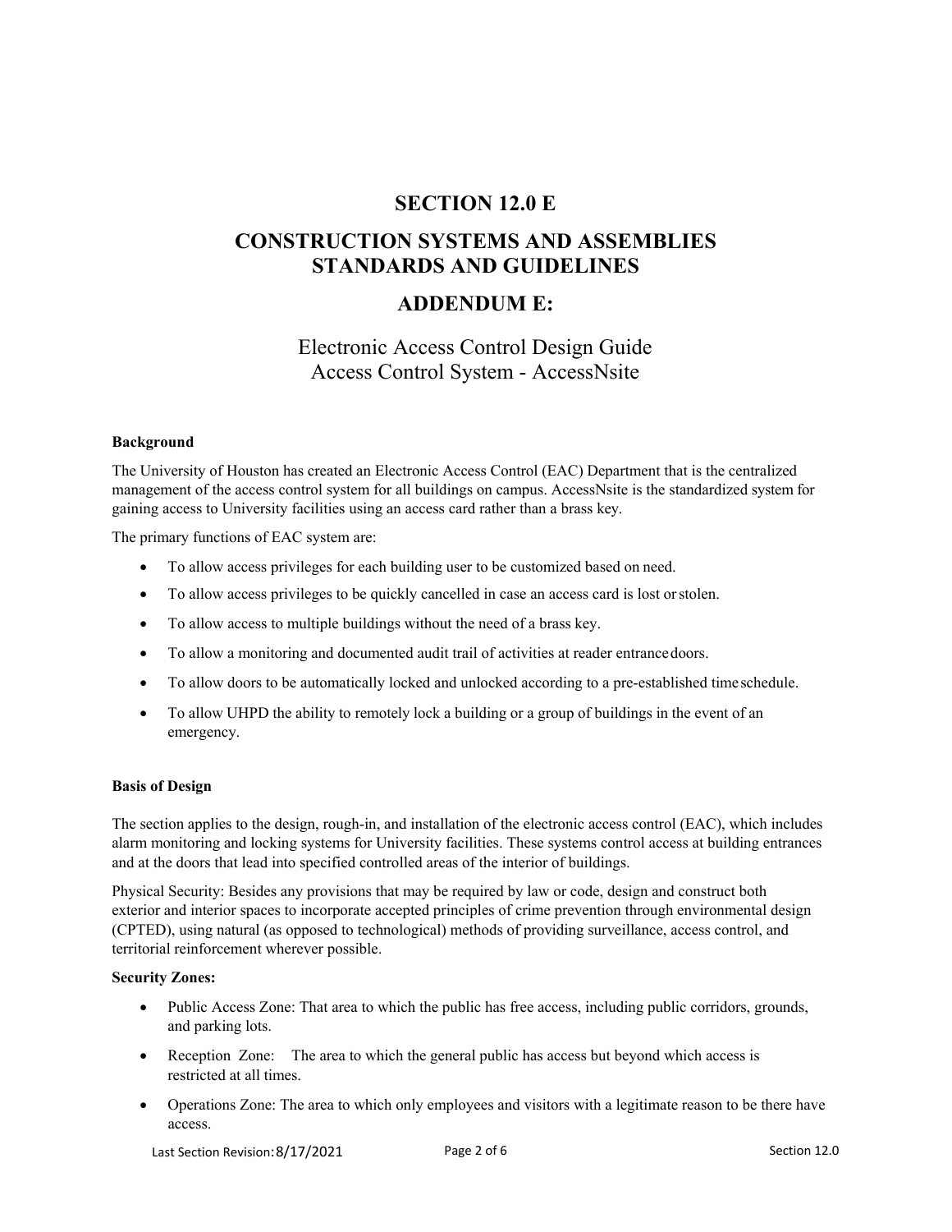# SECTION 12.0 E

# CONSTRUCTION SYSTEMS AND ASSEMBLIES STANDARDS AND GUIDELINES

# ADDENDUM E:

## Electronic Access Control Design Guide
## Access Control System - AccessNsite

**Background**

The University of Houston has created an Electronic Access Control (EAC) Department that is the centralized management of the access control system for all buildings on campus. AccessNsite is the standardized system for gaining access to University facilities using an access card rather than a brass key.

The primary functions of EAC system are:

- To allow access privileges for each building user to be customized based on need.
- To allow access privileges to be quickly cancelled in case an access card is lost or stolen.
- To allow access to multiple buildings without the need of a brass key.
- To allow a monitoring and documented audit trail of activities at reader entrance doors.
- To allow doors to be automatically locked and unlocked according to a pre-established time schedule.
- To allow UHPD the ability to remotely lock a building or a group of buildings in the event of an emergency.

**Basis of Design**

The section applies to the design, rough-in, and installation of the electronic access control (EAC), which includes alarm monitoring and locking systems for University facilities. These systems control access at building entrances and at the doors that lead into specified controlled areas of the interior of buildings.

Physical Security: Besides any provisions that may be required by law or code, design and construct both exterior and interior spaces to incorporate accepted principles of crime prevention through environmental design (CPTED), using natural (as opposed to technological) methods of providing surveillance, access control, and territorial reinforcement wherever possible.

**Security Zones:**

- Public Access Zone: That area to which the public has free access, including public corridors, grounds, and parking lots.
- Reception Zone: The area to which the general public has access but beyond which access is restricted at all times.
- Operations Zone: The area to which only employees and visitors with a legitimate reason to be there have access.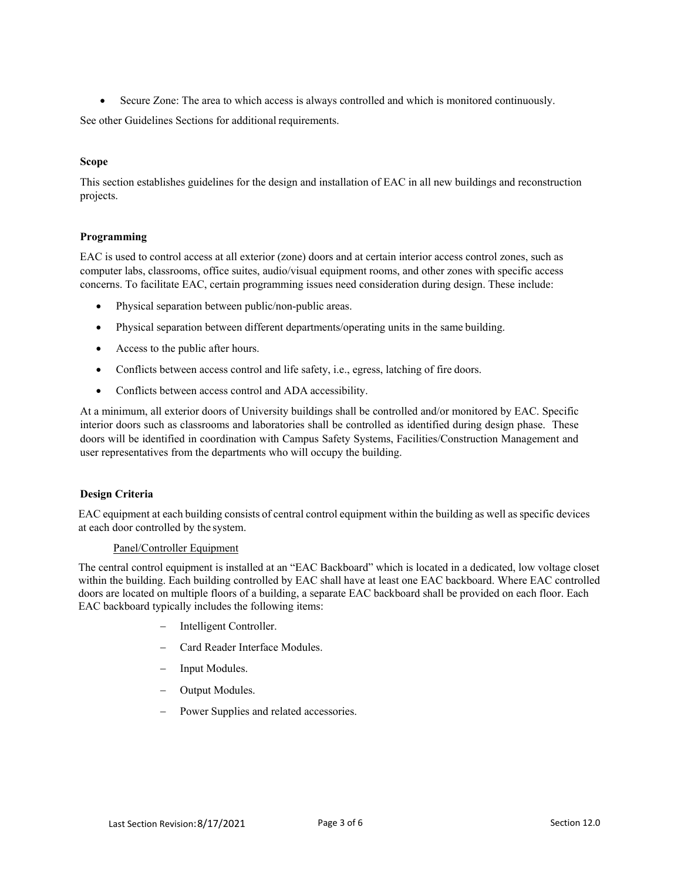- Secure Zone: The area to which access is always controlled and which is monitored continuously.

See other Guidelines Sections for additional requirements.

### Scope

This section establishes guidelines for the design and installation of EAC in all new buildings and reconstruction projects.

### Programming

EAC is used to control access at all exterior (zone) doors and at certain interior access control zones, such as computer labs, classrooms, office suites, audio/visual equipment rooms, and other zones with specific access concerns. To facilitate EAC, certain programming issues need consideration during design. These include:

- Physical separation between public/non-public areas.
- Physical separation between different departments/operating units in the same building.
- Access to the public after hours.
- Conflicts between access control and life safety, i.e., egress, latching of fire doors.
- Conflicts between access control and ADA accessibility.

At a minimum, all exterior doors of University buildings shall be controlled and/or monitored by EAC. Specific interior doors such as classrooms and laboratories shall be controlled as identified during design phase. These doors will be identified in coordination with Campus Safety Systems, Facilities/Construction Management and user representatives from the departments who will occupy the building.

### Design Criteria

EAC equipment at each building consists of central control equipment within the building as well as specific devices at each door controlled by the system.

Panel/Controller Equipment

The central control equipment is installed at an "EAC Backboard" which is located in a dedicated, low voltage closet within the building. Each building controlled by EAC shall have at least one EAC backboard. Where EAC controlled doors are located on multiple floors of a building, a separate EAC backboard shall be provided on each floor. Each EAC backboard typically includes the following items:

- Intelligent Controller.
- Card Reader Interface Modules.
- Input Modules.
- Output Modules.
- Power Supplies and related accessories.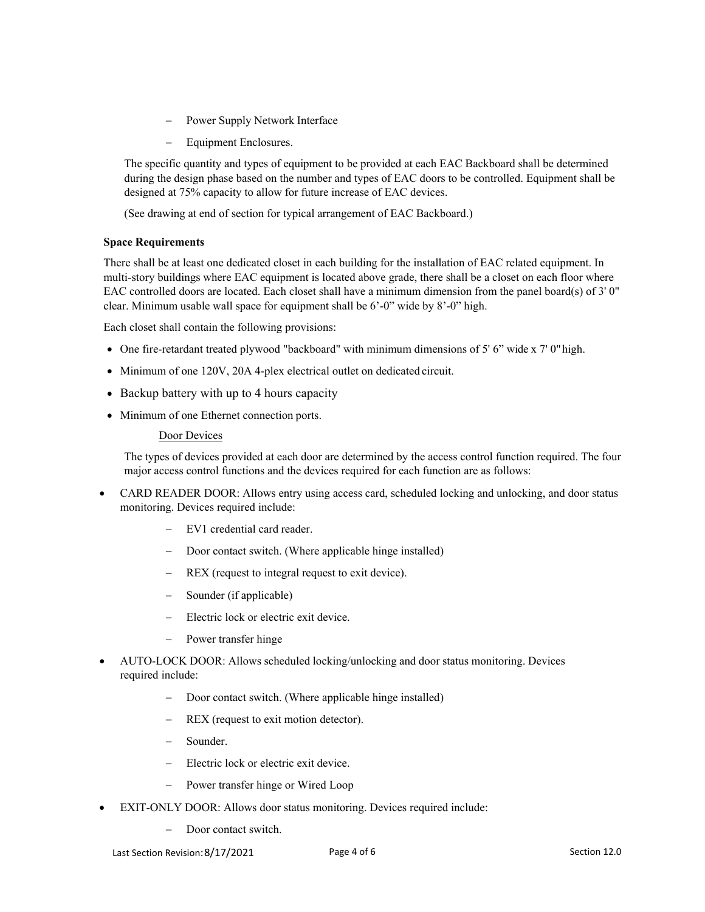- Power Supply Network Interface
- Equipment Enclosures.

The specific quantity and types of equipment to be provided at each EAC Backboard shall be determined during the design phase based on the number and types of EAC doors to be controlled. Equipment shall be designed at 75% capacity to allow for future increase of EAC devices.

(See drawing at end of section for typical arrangement of EAC Backboard.)

**Space Requirements**

There shall be at least one dedicated closet in each building for the installation of EAC related equipment. In multi-story buildings where EAC equipment is located above grade, there shall be a closet on each floor where EAC controlled doors are located. Each closet shall have a minimum dimension from the panel board(s) of 3' 0" clear. Minimum usable wall space for equipment shall be 6'-0" wide by 8'-0" high.

Each closet shall contain the following provisions:

- One fire-retardant treated plywood "backboard" with minimum dimensions of 5' 6" wide x 7' 0" high.
- Minimum of one 120V, 20A 4-plex electrical outlet on dedicated circuit.
- Backup battery with up to 4 hours capacity
- Minimum of one Ethernet connection ports.

Door Devices

The types of devices provided at each door are determined by the access control function required. The four major access control functions and the devices required for each function are as follows:

- CARD READER DOOR: Allows entry using access card, scheduled locking and unlocking, and door status monitoring. Devices required include:
  - EV1 credential card reader.
  - Door contact switch. (Where applicable hinge installed)
  - REX (request to integral request to exit device).
  - Sounder (if applicable)
  - Electric lock or electric exit device.
  - Power transfer hinge
- AUTO-LOCK DOOR: Allows scheduled locking/unlocking and door status monitoring. Devices required include:
  - Door contact switch. (Where applicable hinge installed)
  - REX (request to exit motion detector).
  - Sounder.
  - Electric lock or electric exit device.
  - Power transfer hinge or Wired Loop
- EXIT-ONLY DOOR: Allows door status monitoring. Devices required include:
  - Door contact switch.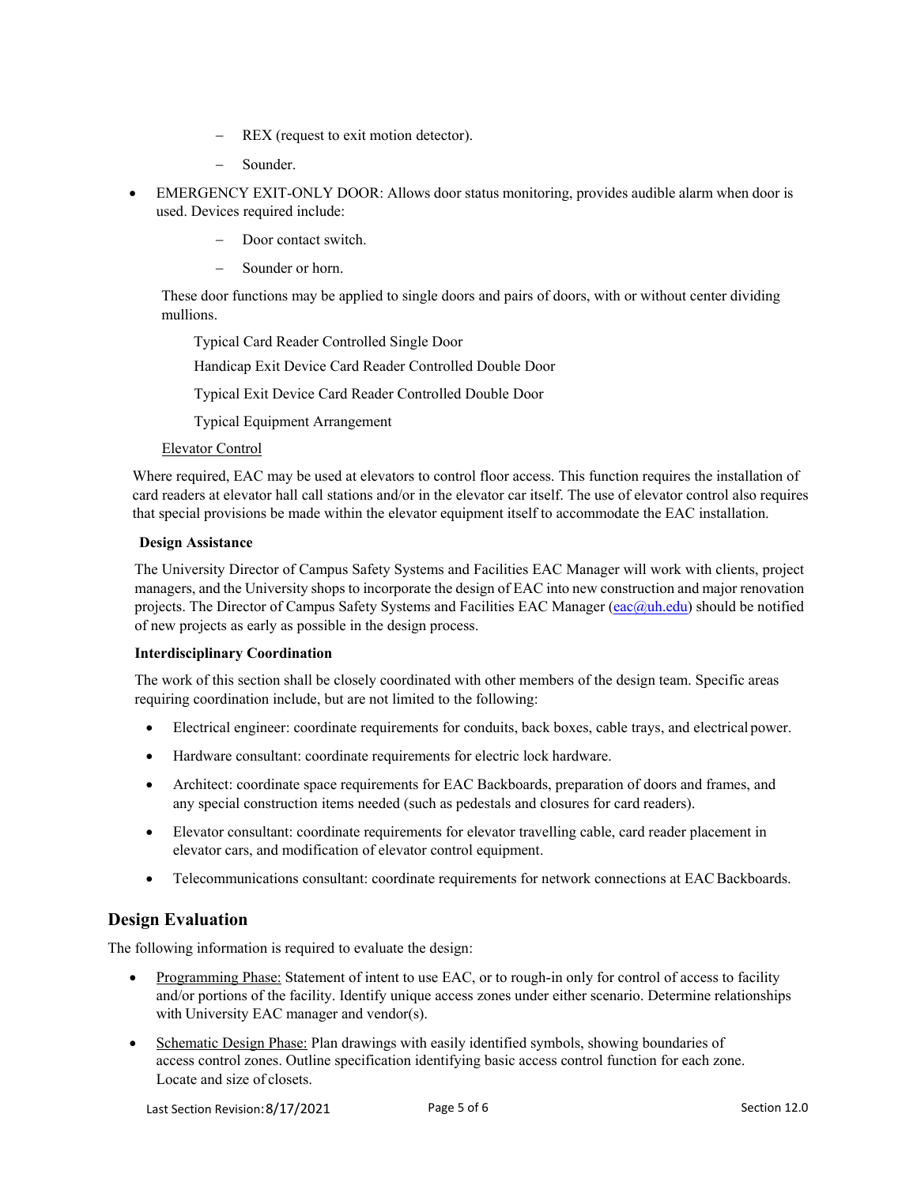- REX (request to exit motion detector).
  - Sounder.

- EMERGENCY EXIT-ONLY DOOR: Allows door status monitoring, provides audible alarm when door is used. Devices required include:
  - Door contact switch.
  - Sounder or horn.

These door functions may be applied to single doors and pairs of doors, with or without center dividing mullions.

Typical Card Reader Controlled Single Door

Handicap Exit Device Card Reader Controlled Double Door

Typical Exit Device Card Reader Controlled Double Door

Typical Equipment Arrangement

Elevator Control

Where required, EAC may be used at elevators to control floor access. This function requires the installation of card readers at elevator hall call stations and/or in the elevator car itself. The use of elevator control also requires that special provisions be made within the elevator equipment itself to accommodate the EAC installation.

**Design Assistance**

The University Director of Campus Safety Systems and Facilities EAC Manager will work with clients, project managers, and the University shops to incorporate the design of EAC into new construction and major renovation projects. The Director of Campus Safety Systems and Facilities EAC Manager (eac@uh.edu) should be notified of new projects as early as possible in the design process.

**Interdisciplinary Coordination**

The work of this section shall be closely coordinated with other members of the design team. Specific areas requiring coordination include, but are not limited to the following:

- Electrical engineer: coordinate requirements for conduits, back boxes, cable trays, and electrical power.
- Hardware consultant: coordinate requirements for electric lock hardware.
- Architect: coordinate space requirements for EAC Backboards, preparation of doors and frames, and any special construction items needed (such as pedestals and closures for card readers).
- Elevator consultant: coordinate requirements for elevator travelling cable, card reader placement in elevator cars, and modification of elevator control equipment.
- Telecommunications consultant: coordinate requirements for network connections at EAC Backboards.

## Design Evaluation

The following information is required to evaluate the design:

- Programming Phase: Statement of intent to use EAC, or to rough-in only for control of access to facility and/or portions of the facility. Identify unique access zones under either scenario. Determine relationships with University EAC manager and vendor(s).
- Schematic Design Phase: Plan drawings with easily identified symbols, showing boundaries of access control zones. Outline specification identifying basic access control function for each zone. Locate and size of closets.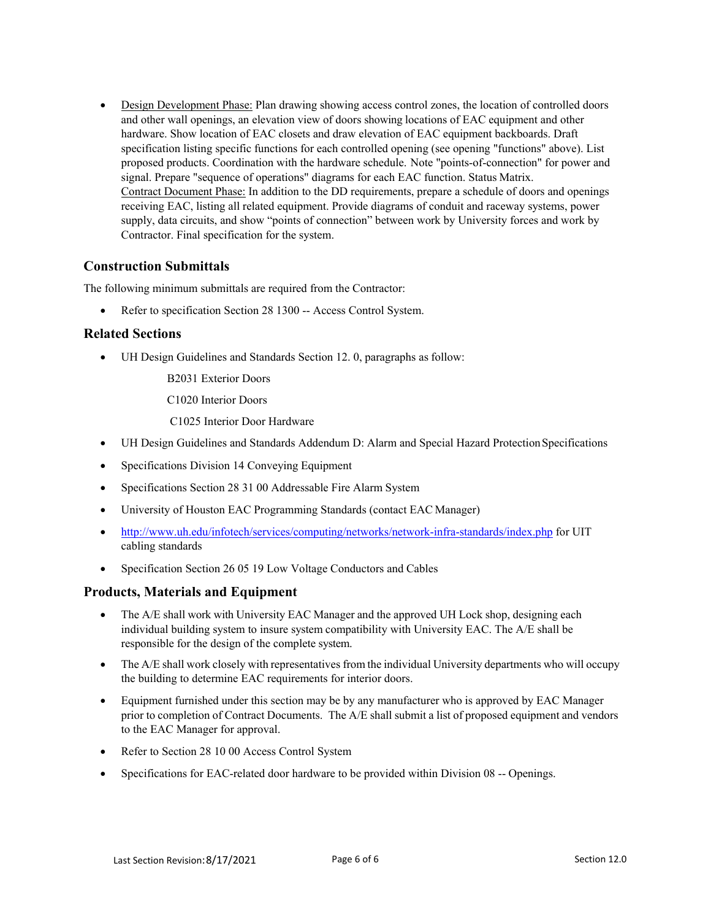- Design Development Phase: Plan drawing showing access control zones, the location of controlled doors and other wall openings, an elevation view of doors showing locations of EAC equipment and other hardware. Show location of EAC closets and draw elevation of EAC equipment backboards. Draft specification listing specific functions for each controlled opening (see opening "functions" above). List proposed products. Coordination with the hardware schedule. Note "points-of-connection" for power and signal. Prepare "sequence of operations" diagrams for each EAC function. Status Matrix.
  Contract Document Phase: In addition to the DD requirements, prepare a schedule of doors and openings receiving EAC, listing all related equipment. Provide diagrams of conduit and raceway systems, power supply, data circuits, and show "points of connection" between work by University forces and work by Contractor. Final specification for the system.

## Construction Submittals

The following minimum submittals are required from the Contractor:

- Refer to specification Section 28 1300 -- Access Control System.

## Related Sections

- UH Design Guidelines and Standards Section 12. 0, paragraphs as follow:

  B2031 Exterior Doors

  C1020 Interior Doors

  C1025 Interior Door Hardware

- UH Design Guidelines and Standards Addendum D: Alarm and Special Hazard Protection Specifications
- Specifications Division 14 Conveying Equipment
- Specifications Section 28 31 00 Addressable Fire Alarm System
- University of Houston EAC Programming Standards (contact EAC Manager)
- http://www.uh.edu/infotech/services/computing/networks/network-infra-standards/index.php for UIT cabling standards
- Specification Section 26 05 19 Low Voltage Conductors and Cables

## Products, Materials and Equipment

- The A/E shall work with University EAC Manager and the approved UH Lock shop, designing each individual building system to insure system compatibility with University EAC. The A/E shall be responsible for the design of the complete system.
- The A/E shall work closely with representatives from the individual University departments who will occupy the building to determine EAC requirements for interior doors.
- Equipment furnished under this section may be by any manufacturer who is approved by EAC Manager prior to completion of Contract Documents. The A/E shall submit a list of proposed equipment and vendors to the EAC Manager for approval.
- Refer to Section 28 10 00 Access Control System
- Specifications for EAC-related door hardware to be provided within Division 08 -- Openings.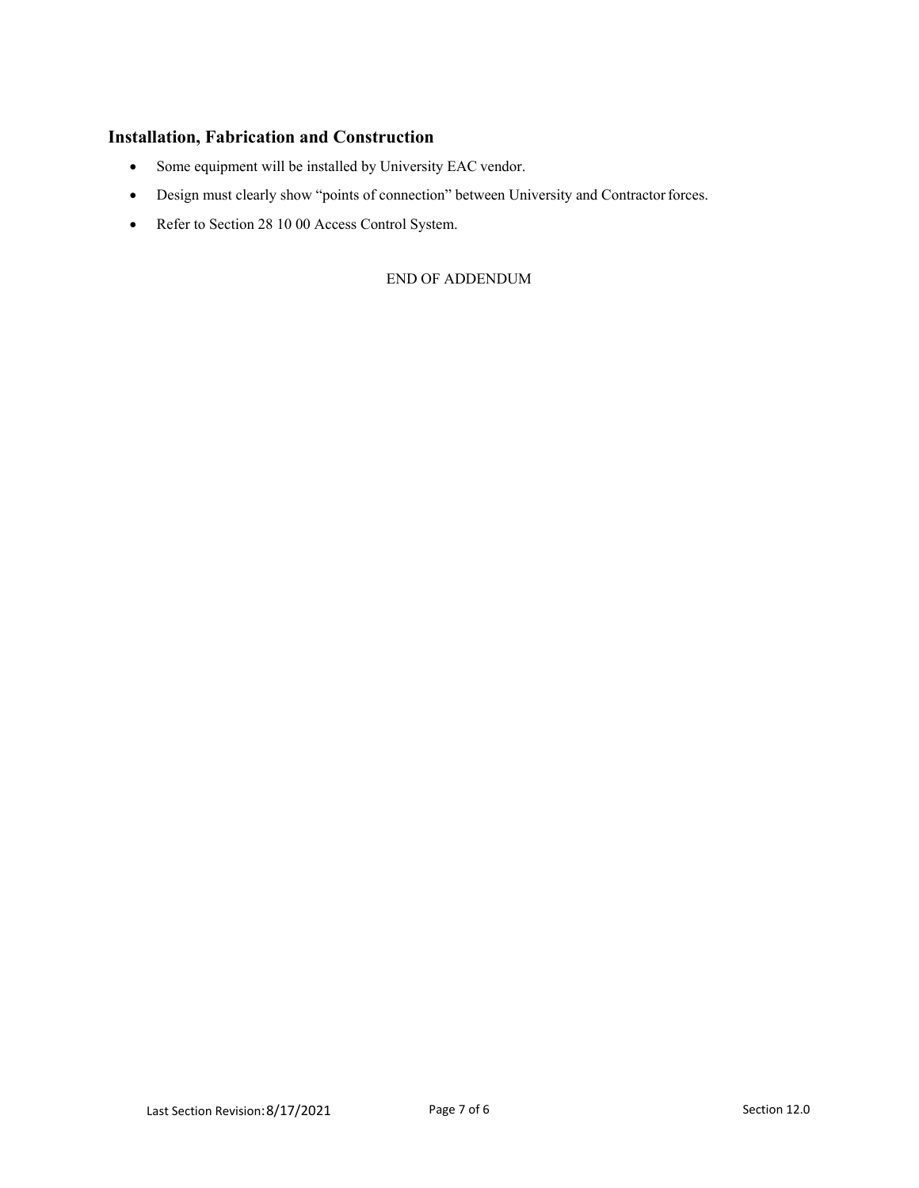## Installation, Fabrication and Construction

- Some equipment will be installed by University EAC vendor.
- Design must clearly show "points of connection" between University and Contractor forces.
- Refer to Section 28 10 00 Access Control System.

END OF ADDENDUM